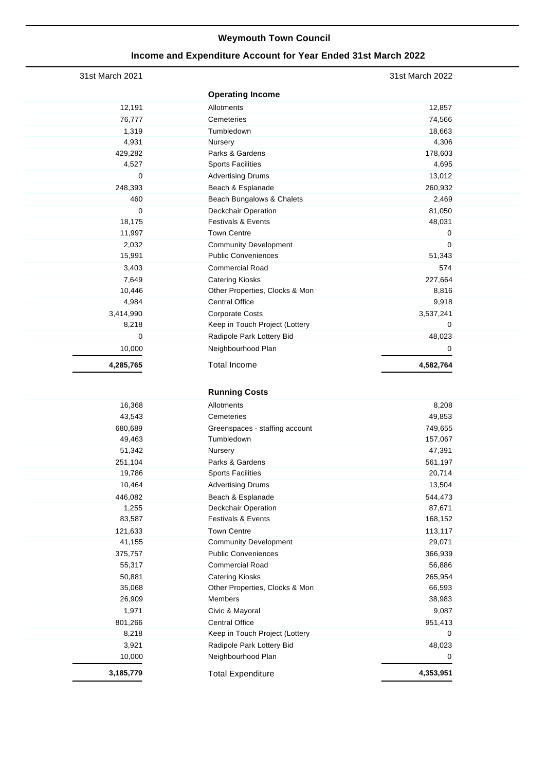# Weymouth Town Council

## Income and Expenditure Account for Year Ended 31st March 2022

| 31st March 2021 | | 31st March 2022 |
|---|---|---|
| | **Operating Income** | |
| 12,191 | Allotments | 12,857 |
| 76,777 | Cemeteries | 74,566 |
| 1,319 | Tumbledown | 18,663 |
| 4,931 | Nursery | 4,306 |
| 429,282 | Parks & Gardens | 178,603 |
| 4,527 | Sports Facilities | 4,695 |
| 0 | Advertising Drums | 13,012 |
| 248,393 | Beach & Esplanade | 260,932 |
| 460 | Beach Bungalows & Chalets | 2,469 |
| 0 | Deckchair Operation | 81,050 |
| 18,175 | Festivals & Events | 48,031 |
| 11,997 | Town Centre | 0 |
| 2,032 | Community Development | 0 |
| 15,991 | Public Conveniences | 51,343 |
| 3,403 | Commercial Road | 574 |
| 7,649 | Catering Kiosks | 227,664 |
| 10,446 | Other Properties, Clocks & Mon | 8,816 |
| 4,984 | Central Office | 9,918 |
| 3,414,990 | Corporate Costs | 3,537,241 |
| 8,218 | Keep in Touch Project (Lottery | 0 |
| 0 | Radipole Park Lottery Bid | 48,023 |
| 10,000 | Neighbourhood Plan | 0 |
| **4,285,765** | Total Income | **4,582,764** |
| | **Running Costs** | |
| 16,368 | Allotments | 8,208 |
| 43,543 | Cemeteries | 49,853 |
| 680,689 | Greenspaces - staffing account | 749,655 |
| 49,463 | Tumbledown | 157,067 |
| 51,342 | Nursery | 47,391 |
| 251,104 | Parks & Gardens | 561,197 |
| 19,786 | Sports Facilities | 20,714 |
| 10,464 | Advertising Drums | 13,504 |
| 446,082 | Beach & Esplanade | 544,473 |
| 1,255 | Deckchair Operation | 87,671 |
| 83,587 | Festivals & Events | 168,152 |
| 121,633 | Town Centre | 113,117 |
| 41,155 | Community Development | 29,071 |
| 375,757 | Public Conveniences | 366,939 |
| 55,317 | Commercial Road | 56,886 |
| 50,881 | Catering Kiosks | 265,954 |
| 35,068 | Other Properties, Clocks & Mon | 66,593 |
| 26,909 | Members | 38,983 |
| 1,971 | Civic & Mayoral | 9,087 |
| 801,266 | Central Office | 951,413 |
| 8,218 | Keep in Touch Project (Lottery | 0 |
| 3,921 | Radipole Park Lottery Bid | 48,023 |
| 10,000 | Neighbourhood Plan | 0 |
| **3,185,779** | Total Expenditure | **4,353,951** |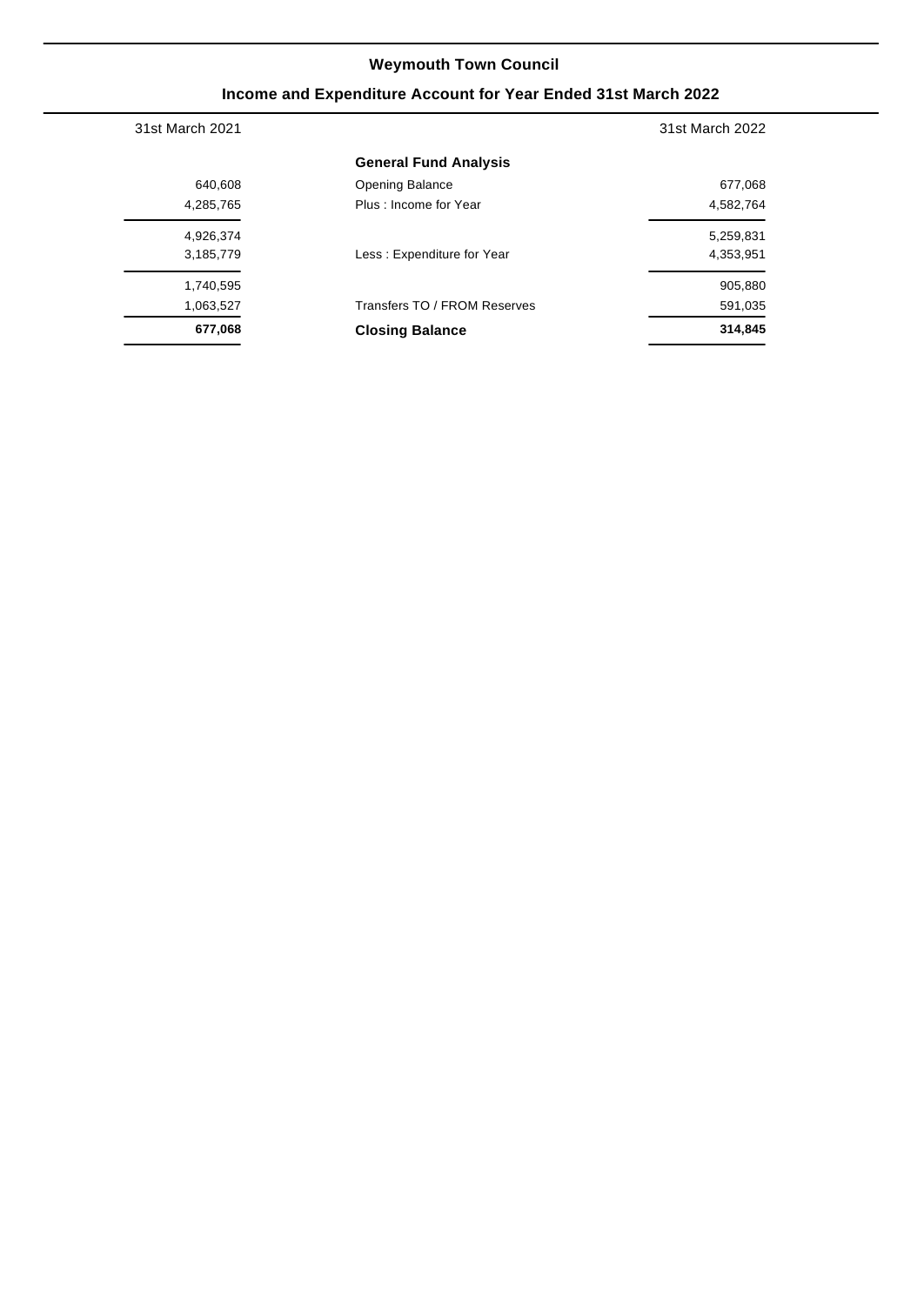**Weymouth Town Council**

**Income and Expenditure Account for Year Ended 31st March 2022**

| 31st March 2021 | | 31st March 2022 |
|---|---|---|
| | **General Fund Analysis** | |
| 640,608 | Opening Balance | 677,068 |
| 4,285,765 | Plus : Income for Year | 4,582,764 |
| 4,926,374 | | 5,259,831 |
| 3,185,779 | Less : Expenditure for Year | 4,353,951 |
| 1,740,595 | | 905,880 |
| 1,063,527 | Transfers TO / FROM Reserves | 591,035 |
| **677,068** | **Closing Balance** | **314,845** |